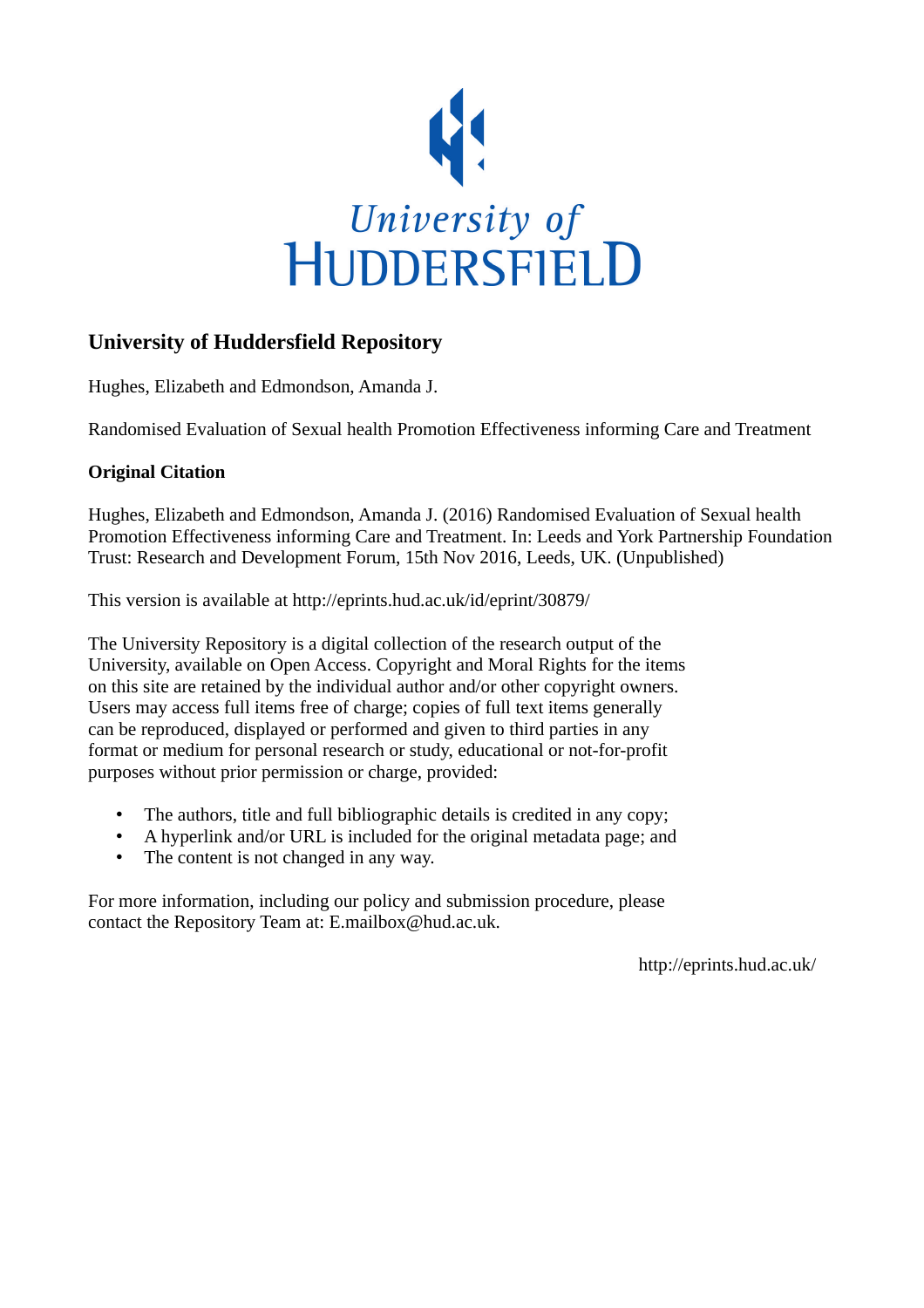University of HUDDERSFIELD

## University of Huddersfield Repository

Hughes, Elizabeth and Edmondson, Amanda J.

Randomised Evaluation of Sexual health Promotion Effectiveness informing Care and Treatment

### Original Citation

Hughes, Elizabeth and Edmondson, Amanda J. (2016) Randomised Evaluation of Sexual health Promotion Effectiveness informing Care and Treatment. In: Leeds and York Partnership Foundation Trust: Research and Development Forum, 15th Nov 2016, Leeds, UK. (Unpublished)

This version is available at http://eprints.hud.ac.uk/id/eprint/30879/

The University Repository is a digital collection of the research output of the University, available on Open Access. Copyright and Moral Rights for the items on this site are retained by the individual author and/or other copyright owners. Users may access full items free of charge; copies of full text items generally can be reproduced, displayed or performed and given to third parties in any format or medium for personal research or study, educational or not-for-profit purposes without prior permission or charge, provided:

- The authors, title and full bibliographic details is credited in any copy;
- A hyperlink and/or URL is included for the original metadata page; and
- The content is not changed in any way.

For more information, including our policy and submission procedure, please contact the Repository Team at: E.mailbox@hud.ac.uk.

http://eprints.hud.ac.uk/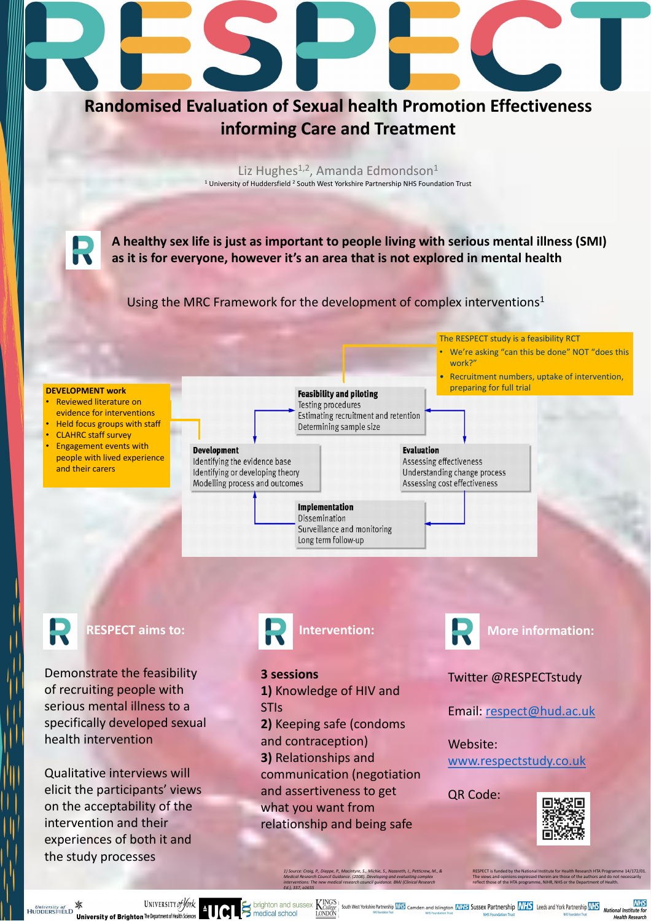# RESPECT

## Randomised Evaluation of Sexual health Promotion Effectiveness informing Care and Treatment

Liz Hughes[1,2], Amanda Edmondson[1]

[1] University of Huddersfield [2] South West Yorkshire Partnership NHS Foundation Trust

**A healthy sex life is just as important to people living with serious mental illness (SMI) as it is for everyone, however it's an area that is not explored in mental health**

Using the MRC Framework for the development of complex interventions[1]

**DEVELOPMENT work**

- Reviewed literature on evidence for interventions
- Held focus groups with staff
- CLAHRC staff survey
- Engagement events with people with lived experience and their carers

The RESPECT study is a feasibility RCT

- We're asking "can this be done" NOT "does this work?"
- Recruitment numbers, uptake of intervention, preparing for full trial

**Feasibility and piloting**
Testing procedures
Estimating recruitment and retention
Determining sample size

**Development**
Identifying the evidence base
Identifying or developing theory
Modelling process and outcomes

**Evaluation**
Assessing effectiveness
Understanding change process
Assessing cost effectiveness

**Implementation**
Dissemination
Surveillance and monitoring
Long term follow-up

### RESPECT aims to:

Demonstrate the feasibility of recruiting people with serious mental illness to a specifically developed sexual health intervention

Qualitative interviews will elicit the participants' views on the acceptability of the intervention and their experiences of both it and the study processes

### Intervention:

**3 sessions**

**1)** Knowledge of HIV and STIs

**2)** Keeping safe (condoms and contraception)

**3)** Relationships and communication (negotiation and assertiveness to get what you want from relationship and being safe

### More information:

Twitter @RESPECTstudy

Email: respect@hud.ac.uk

Website: www.respectstudy.co.uk

QR Code:

*1) Source: Craig, P., Dieppe, P., Macintyre, S., Michie, S., Nazareth, I., Petticrew, M., & Medical Research Council Guidance. (2008). Developing and evaluating complex interventions: The new medical research council guidance. BMJ (Clinical Research Ed.), 337, a1655*

RESPECT is funded by the National Institute for Health Research HTA Programme 14/172/01. The views and opinions expressed therein are those of the authors and do not necessarily reflect those of the HTA programme, NIHR, NHS or the Department of Health.

University of Huddersfield · University of Brighton · University of York · UCL · Brighton and Sussex Medical School · King's College London · South West Yorkshire Partnership NHS Foundation Trust · Camden and Islington NHS Foundation Trust · Sussex Partnership NHS Foundation Trust · Leeds and York Partnership NHS Foundation Trust · NHS National Institute for Health Research